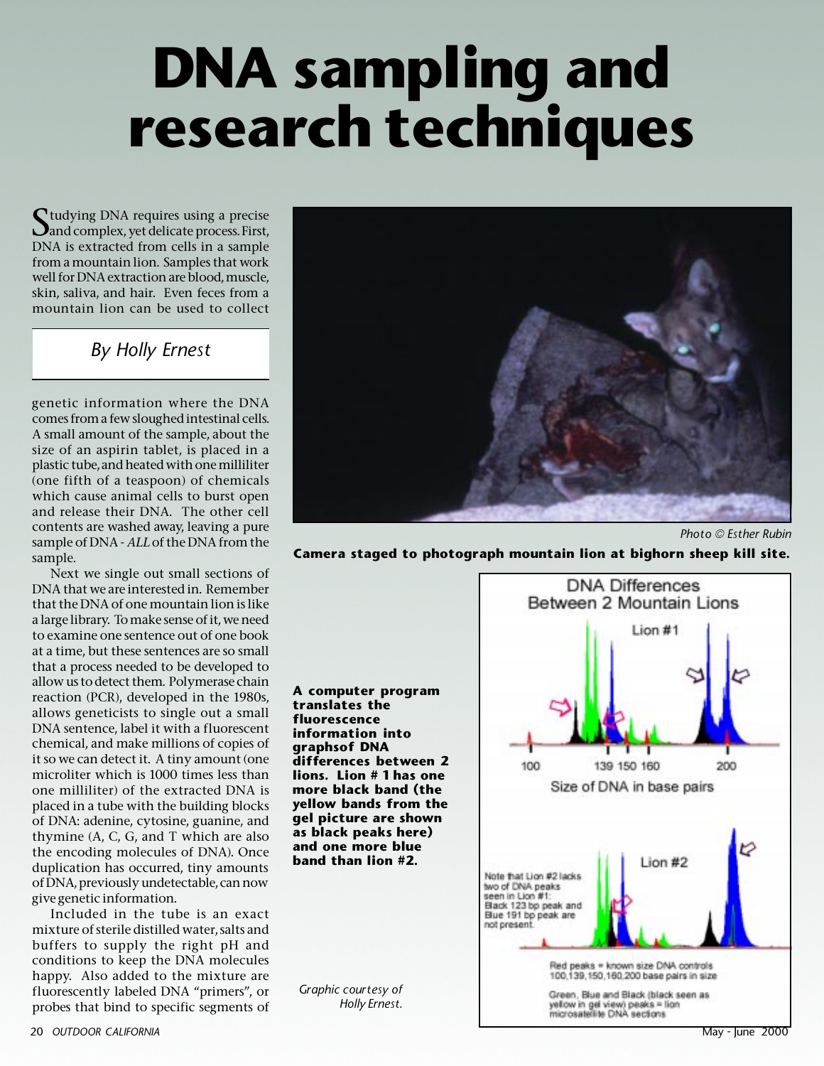# DNA sampling and research techniques

*By Holly Ernest*

Studying DNA requires using a precise and complex, yet delicate process. First, DNA is extracted from cells in a sample from a mountain lion. Samples that work well for DNA extraction are blood, muscle, skin, saliva, and hair. Even feces from a mountain lion can be used to collect genetic information where the DNA comes from a few sloughed intestinal cells. A small amount of the sample, about the size of an aspirin tablet, is placed in a plastic tube, and heated with one milliliter (one fifth of a teaspoon) of chemicals which cause animal cells to burst open and release their DNA. The other cell contents are washed away, leaving a pure sample of DNA - *ALL* of the DNA from the sample.

Next we single out small sections of DNA that we are interested in. Remember that the DNA of one mountain lion is like a large library. To make sense of it, we need to examine one sentence out of one book at a time, but these sentences are so small that a process needed to be developed to allow us to detect them. Polymerase chain reaction (PCR), developed in the 1980s, allows geneticists to single out a small DNA sentence, label it with a fluorescent chemical, and make millions of copies of it so we can detect it. A tiny amount (one microliter which is 1000 times less than one milliliter) of the extracted DNA is placed in a tube with the building blocks of DNA: adenine, cytosine, guanine, and thymine (A, C, G, and T which are also the encoding molecules of DNA). Once duplication has occurred, tiny amounts of DNA, previously undetectable, can now give genetic information.

Included in the tube is an exact mixture of sterile distilled water, salts and buffers to supply the right pH and conditions to keep the DNA molecules happy. Also added to the mixture are fluorescently labeled DNA "primers", or probes that bind to specific segments of

*Photo © Esther Rubin*

**Camera staged to photograph mountain lion at bighorn sheep kill site.**

**A computer program translates the fluorescence information into graphsof DNA differences between 2 lions. Lion # 1 has one more black band (the yellow bands from the gel picture are shown as black peaks here) and one more blue band than lion #2.**

DNA Differences Between 2 Mountain Lions

Lion #1

100 139 150 160 200

Size of DNA in base pairs

Lion #2

Note that Lion #2 lacks two of DNA peaks seen in Lion #1: Black 123 bp peak and Blue 191 bp peak are not present.

Red peaks = known size DNA controls 100,139,150,160,200 base pairs in size

Green, Blue and Black (black seen as yellow in gel view) peaks = lion microsatellite DNA sections

*Graphic courtesy of Holly Ernest.*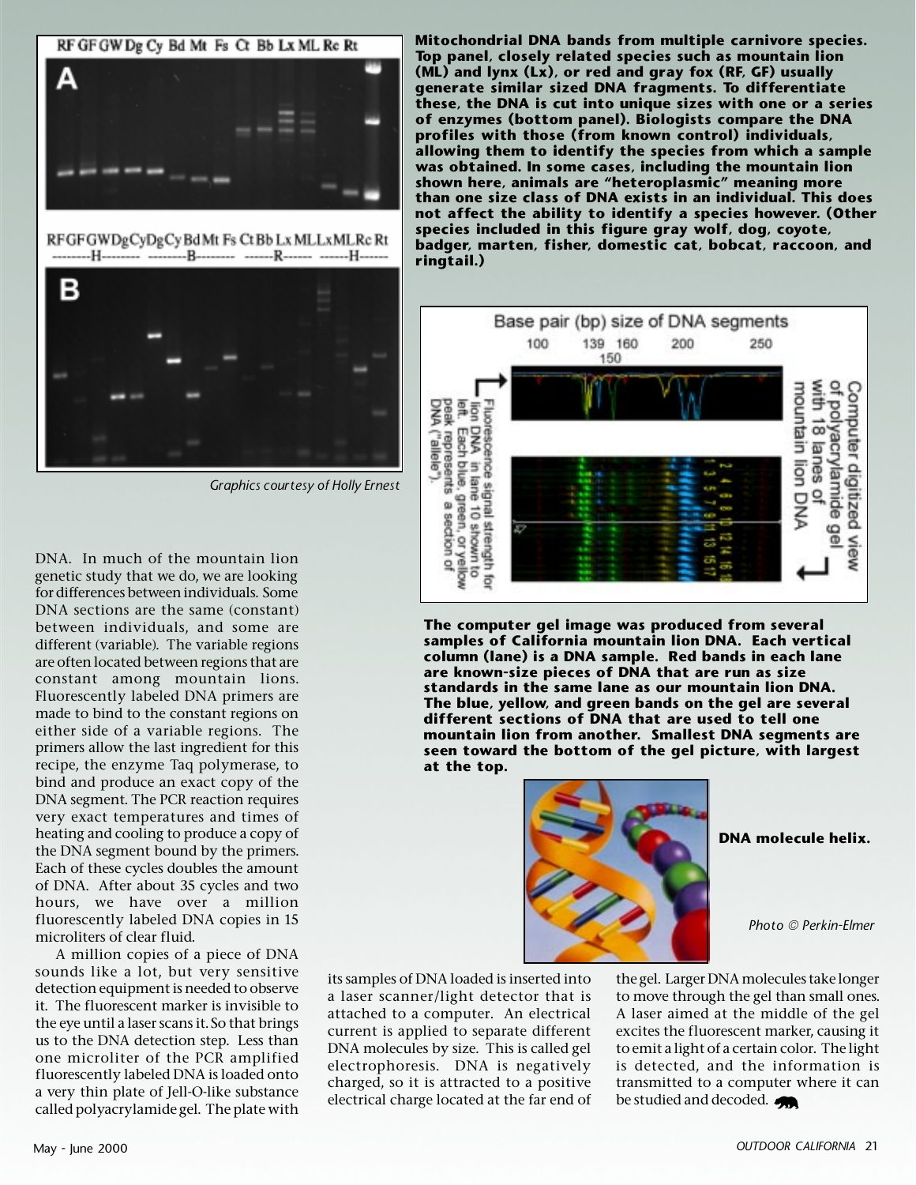RF GF GW Dg Cy Bd Mt Fs Ct Bb Lx ML Rc Rt

A

RF GF GW Dg Cy Dg Cy Bd Mt Fs Ct Bb Lx ML Lx ML Rc Rt
--------H--------  --------B--------  ------R------  ------H------

B

*Graphics courtesy of Holly Ernest*

**Mitochondrial DNA bands from multiple carnivore species. Top panel, closely related species such as mountain lion (ML) and lynx (Lx), or red and gray fox (RF, GF) usually generate similar sized DNA fragments. To differentiate these, the DNA is cut into unique sizes with one or a series of enzymes (bottom panel). Biologists compare the DNA profiles with those (from known control) individuals, allowing them to identify the species from which a sample was obtained. In some cases, including the mountain lion shown here, animals are "heteroplasmic" meaning more than one size class of DNA exists in an individual. This does not affect the ability to identify a species however. (Other species included in this figure gray wolf, dog, coyote, badger, marten, fisher, domestic cat, bobcat, raccoon, and ringtail.)**

Base pair (bp) size of DNA segments

100 139 160 200 250

150

Fluorescence signal strength for lion DNA in lane 10 shown to left. Each blue, green, or yellow peak represents a section of DNA ("allele").

Computer digitized view of polyacrylamide gel with 18 lanes of mountain lion DNA

1 2 3 4 5 6 7 8 9 10 11 12 13 14 15 16 17 18

**The computer gel image was produced from several samples of California mountain lion DNA. Each vertical column (lane) is a DNA sample. Red bands in each lane are known-size pieces of DNA that are run as size standards in the same lane as our mountain lion DNA. The blue, yellow, and green bands on the gel are several different sections of DNA that are used to tell one mountain lion from another. Smallest DNA segments are seen toward the bottom of the gel picture, with largest at the top.**

DNA. In much of the mountain lion genetic study that we do, we are looking for differences between individuals. Some DNA sections are the same (constant) between individuals, and some are different (variable). The variable regions are often located between regions that are constant among mountain lions. Fluorescently labeled DNA primers are made to bind to the constant regions on either side of a variable regions. The primers allow the last ingredient for this recipe, the enzyme Taq polymerase, to bind and produce an exact copy of the DNA segment. The PCR reaction requires very exact temperatures and times of heating and cooling to produce a copy of the DNA segment bound by the primers. Each of these cycles doubles the amount of DNA. After about 35 cycles and two hours, we have over a million fluorescently labeled DNA copies in 15 microliters of clear fluid.

A million copies of a piece of DNA sounds like a lot, but very sensitive detection equipment is needed to observe it. The fluorescent marker is invisible to the eye until a laser scans it. So that brings us to the DNA detection step. Less than one microliter of the PCR amplified fluorescently labeled DNA is loaded onto a very thin plate of Jell-O-like substance called polyacrylamide gel. The plate with its samples of DNA loaded is inserted into a laser scanner/light detector that is attached to a computer. An electrical current is applied to separate different DNA molecules by size. This is called gel electrophoresis. DNA is negatively charged, so it is attracted to a positive electrical charge located at the far end of the gel. Larger DNA molecules take longer to move through the gel than small ones. A laser aimed at the middle of the gel excites the fluorescent marker, causing it to emit a light of a certain color. The light is detected, and the information is transmitted to a computer where it can be studied and decoded.

**DNA molecule helix.**

*Photo © Perkin-Elmer*